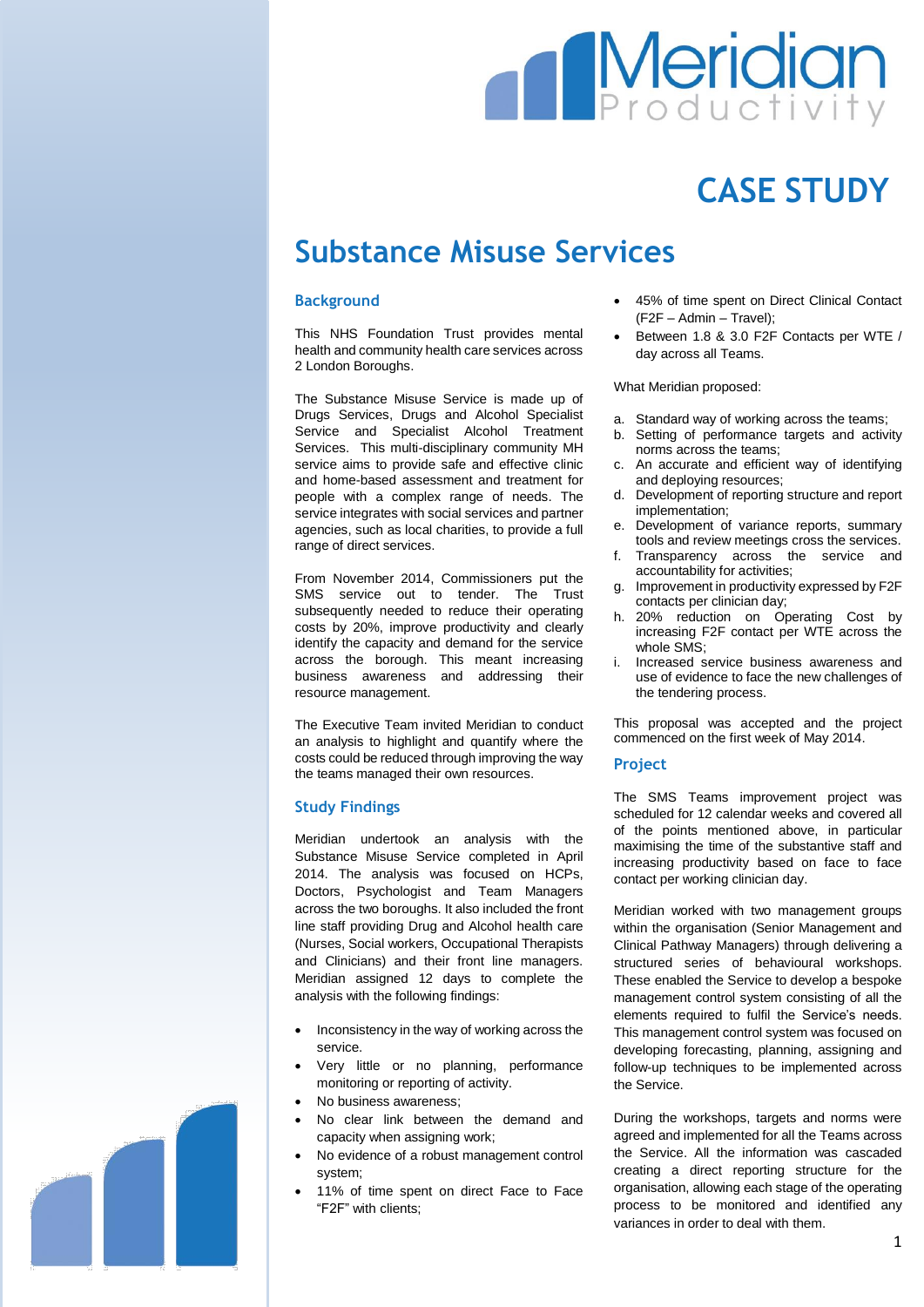# CASE STUDY

## Substance Misuse Services

### Background

This NHS Foundation Trust provides mental health and community health care services across 2 London Boroughs.

The Substance Misuse Service is made up of Drugs Services, Drugs and Alcohol Specialist Service and Specialist Alcohol Treatment Services. This multi-disciplinary community MH service aims to provide safe and effective clinic and home-based assessment and treatment for people with a complex range of needs. The service integrates with social services and partner agencies, such as local charities, to provide a full range of direct services.

From November 2014, Commissioners put the SMS service out to tender. The Trust subsequently needed to reduce their operating costs by 20%, improve productivity and clearly identify the capacity and demand for the service across the borough. This meant increasing business awareness and addressing their resource management.

The Executive Team invited Meridian to conduct an analysis to highlight and quantify where the costs could be reduced through improving the way the teams managed their own resources.

### Study Findings

Meridian undertook an analysis with the Substance Misuse Service completed in April 2014. The analysis was focused on HCPs, Doctors, Psychologist and Team Managers across the two boroughs. It also included the front line staff providing Drug and Alcohol health care (Nurses, Social workers, Occupational Therapists and Clinicians) and their front line managers. Meridian assigned 12 days to complete the analysis with the following findings:

- Inconsistency in the way of working across the service.
- Very little or no planning, performance monitoring or reporting of activity.
- No business awareness;
- No clear link between the demand and capacity when assigning work;
- No evidence of a robust management control system;
- 11% of time spent on direct Face to Face "F2F" with clients;
- 45% of time spent on Direct Clinical Contact (F2F – Admin – Travel);
- Between 1.8 & 3.0 F2F Contacts per WTE / day across all Teams.

What Meridian proposed:

a. Standard way of working across the teams;
b. Setting of performance targets and activity norms across the teams;
c. An accurate and efficient way of identifying and deploying resources;
d. Development of reporting structure and report implementation;
e. Development of variance reports, summary tools and review meetings cross the services.
f. Transparency across the service and accountability for activities;
g. Improvement in productivity expressed by F2F contacts per clinician day;
h. 20% reduction on Operating Cost by increasing F2F contact per WTE across the whole SMS;
i. Increased service business awareness and use of evidence to face the new challenges of the tendering process.

This proposal was accepted and the project commenced on the first week of May 2014.

### Project

The SMS Teams improvement project was scheduled for 12 calendar weeks and covered all of the points mentioned above, in particular maximising the time of the substantive staff and increasing productivity based on face to face contact per working clinician day.

Meridian worked with two management groups within the organisation (Senior Management and Clinical Pathway Managers) through delivering a structured series of behavioural workshops. These enabled the Service to develop a bespoke management control system consisting of all the elements required to fulfil the Service's needs. This management control system was focused on developing forecasting, planning, assigning and follow-up techniques to be implemented across the Service.

During the workshops, targets and norms were agreed and implemented for all the Teams across the Service. All the information was cascaded creating a direct reporting structure for the organisation, allowing each stage of the operating process to be monitored and identified any variances in order to deal with them.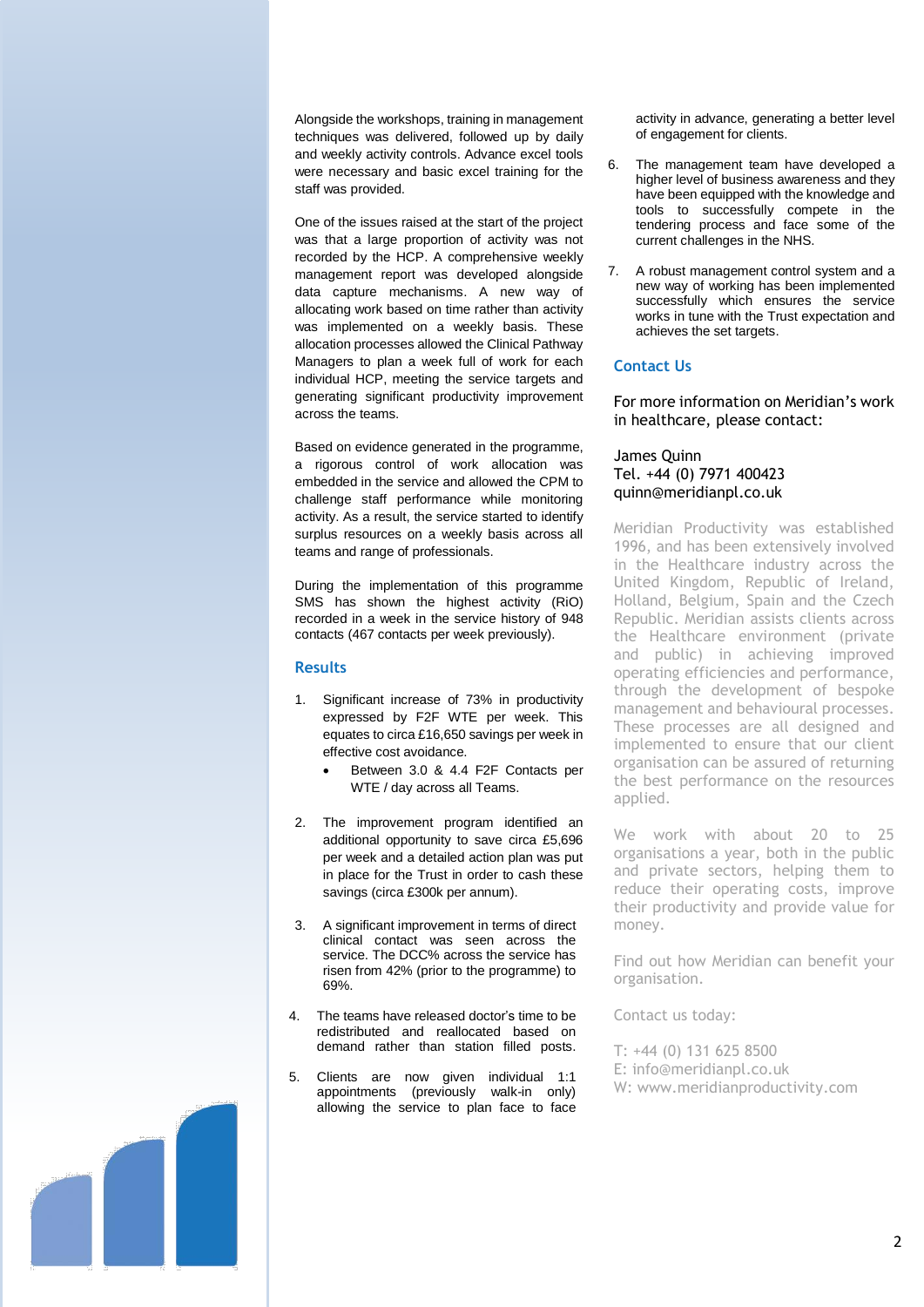Alongside the workshops, training in management techniques was delivered, followed up by daily and weekly activity controls. Advance excel tools were necessary and basic excel training for the staff was provided.

One of the issues raised at the start of the project was that a large proportion of activity was not recorded by the HCP. A comprehensive weekly management report was developed alongside data capture mechanisms. A new way of allocating work based on time rather than activity was implemented on a weekly basis. These allocation processes allowed the Clinical Pathway Managers to plan a week full of work for each individual HCP, meeting the service targets and generating significant productivity improvement across the teams.

Based on evidence generated in the programme, a rigorous control of work allocation was embedded in the service and allowed the CPM to challenge staff performance while monitoring activity. As a result, the service started to identify surplus resources on a weekly basis across all teams and range of professionals.

During the implementation of this programme SMS has shown the highest activity (RiO) recorded in a week in the service history of 948 contacts (467 contacts per week previously).

## Results

1. Significant increase of 73% in productivity expressed by F2F WTE per week. This equates to circa £16,650 savings per week in effective cost avoidance.
   - Between 3.0 & 4.4 F2F Contacts per WTE / day across all Teams.

2. The improvement program identified an additional opportunity to save circa £5,696 per week and a detailed action plan was put in place for the Trust in order to cash these savings (circa £300k per annum).

3. A significant improvement in terms of direct clinical contact was seen across the service. The DCC% across the service has risen from 42% (prior to the programme) to 69%.

4. The teams have released doctor's time to be redistributed and reallocated based on demand rather than station filled posts.

5. Clients are now given individual 1:1 appointments (previously walk-in only) allowing the service to plan face to face activity in advance, generating a better level of engagement for clients.

6. The management team have developed a higher level of business awareness and they have been equipped with the knowledge and tools to successfully compete in the tendering process and face some of the current challenges in the NHS.

7. A robust management control system and a new way of working has been implemented successfully which ensures the service works in tune with the Trust expectation and achieves the set targets.

## Contact Us

For more information on Meridian's work in healthcare, please contact:

James Quinn
Tel. +44 (0) 7971 400423
quinn@meridianpl.co.uk

Meridian Productivity was established 1996, and has been extensively involved in the Healthcare industry across the United Kingdom, Republic of Ireland, Holland, Belgium, Spain and the Czech Republic. Meridian assists clients across the Healthcare environment (private and public) in achieving improved operating efficiencies and performance, through the development of bespoke management and behavioural processes. These processes are all designed and implemented to ensure that our client organisation can be assured of returning the best performance on the resources applied.

We work with about 20 to 25 organisations a year, both in the public and private sectors, helping them to reduce their operating costs, improve their productivity and provide value for money.

Find out how Meridian can benefit your organisation.

Contact us today:

T: +44 (0) 131 625 8500
E: info@meridianpl.co.uk
W: www.meridianproductivity.com